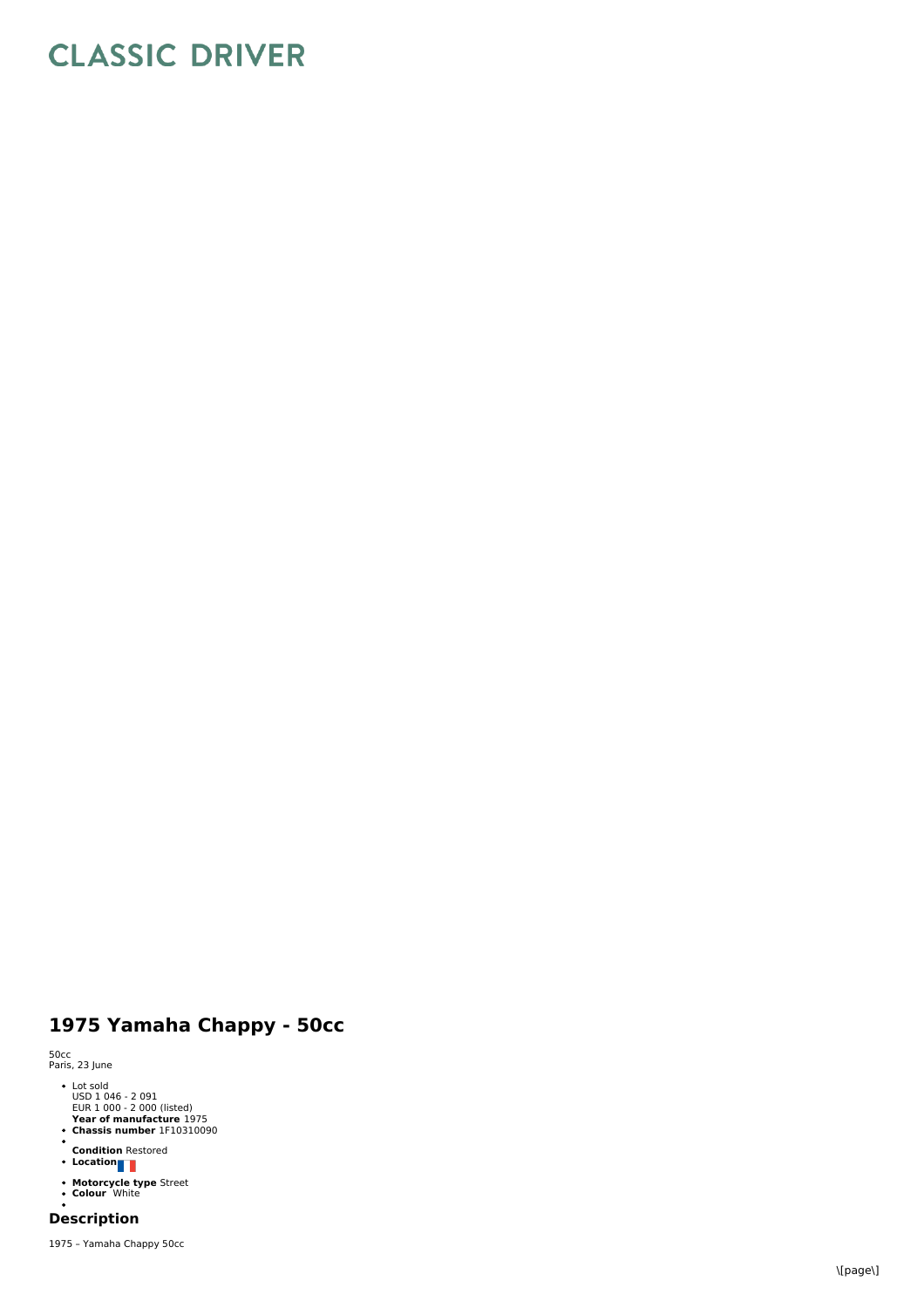# CLASSIC DRIVER

## 1975 Yamaha Chappy - 50cc

50cc
Paris, 23 June

- Lot sold
  USD 1 046 - 2 091
  EUR 1 000 - 2 000 (listed)
  **Year of manufacture** 1975
- **Chassis number** 1F10310090
- **Condition** Restored
- **Location**
- **Motorcycle type** Street
- **Colour** White

### Description

1975 – Yamaha Chappy 50cc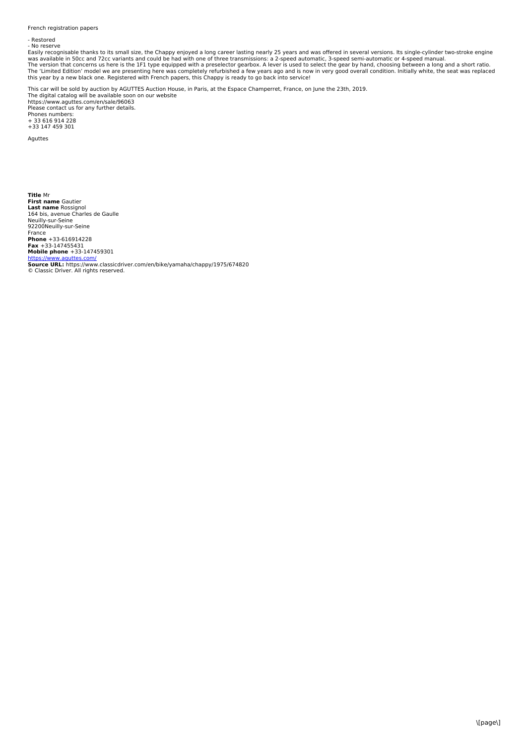French registration papers

- Restored
- No reserve

Easily recognisable thanks to its small size, the Chappy enjoyed a long career lasting nearly 25 years and was offered in several versions. Its single-cylinder two-stroke engine was available in 50cc and 72cc variants and could be had with one of three transmissions: a 2-speed automatic, 3-speed semi-automatic or 4-speed manual.
The version that concerns us here is the 1F1 type equipped with a preselector gearbox. A lever is used to select the gear by hand, choosing between a long and a short ratio.
The 'Limited Edition' model we are presenting here was completely refurbished a few years ago and is now in very good overall condition. Initially white, the seat was replaced this year by a new black one. Registered with French papers, this Chappy is ready to go back into service!

This car will be sold by auction by AGUTTES Auction House, in Paris, at the Espace Champerret, France, on June the 23th, 2019.
The digital catalog will be available soon on our website
https://www.aguttes.com/en/sale/96063
Please contact us for any further details.
Phones numbers:
+ 33 616 914 228
+33 147 459 301

Aguttes

**Title** Mr
**First name** Gautier
**Last name** Rossignol
164 bis, avenue Charles de Gaulle
Neuilly-sur-Seine
92200Neuilly-sur-Seine
France
**Phone** +33-616914228
**Fax** +33-147455431
**Mobile phone** +33-147459301
https://www.aguttes.com/
**Source URL:** https://www.classicdriver.com/en/bike/yamaha/chappy/1975/674820
© Classic Driver. All rights reserved.